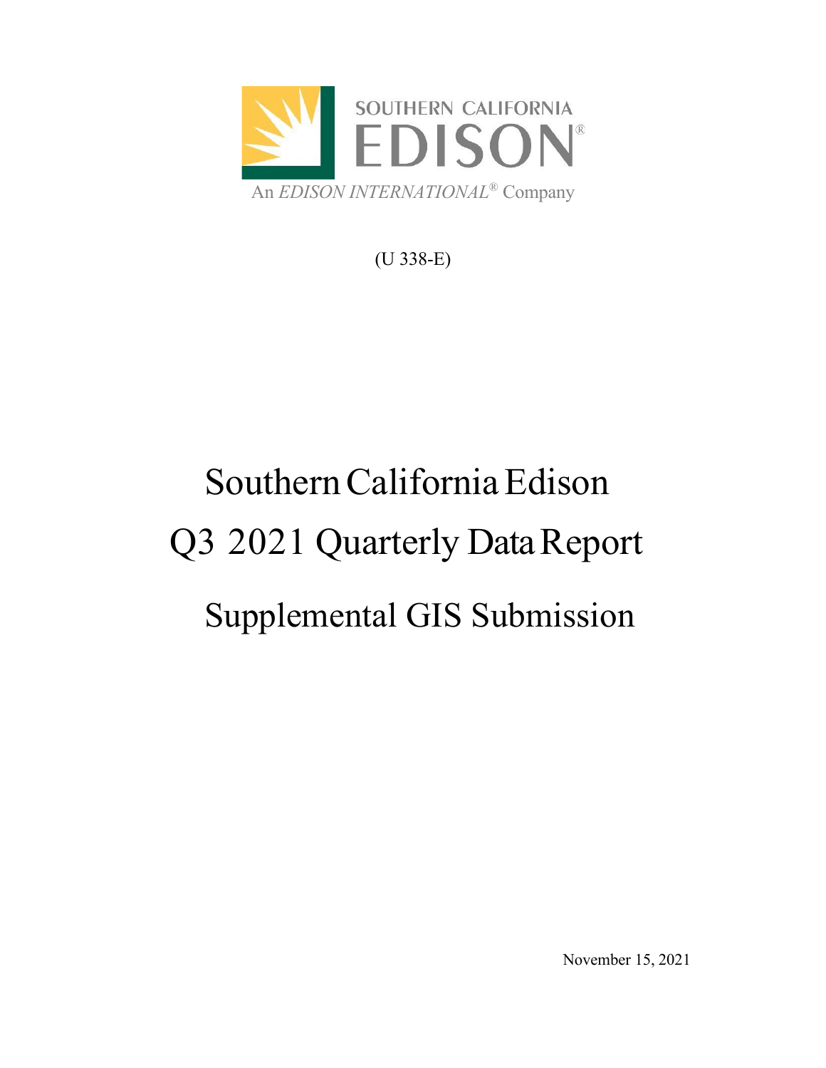SOUTHERN CALIFORNIA
EDISON®
An *EDISON INTERNATIONAL®* Company

(U 338-E)

# Southern California Edison
# Q3 2021 Quarterly Data Report
# Supplemental GIS Submission

November 15, 2021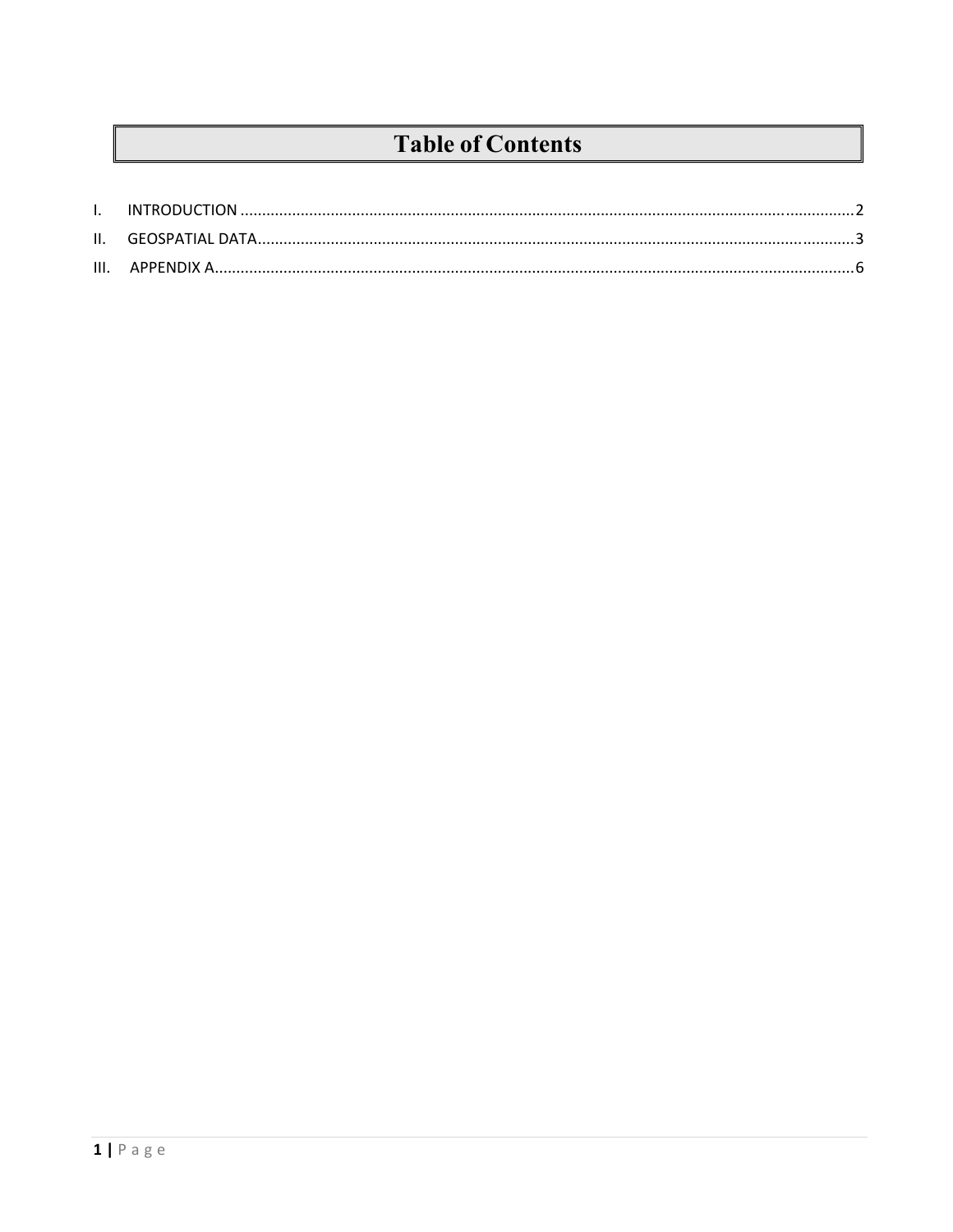# Table of Contents

I. INTRODUCTION .......................................................................................................................................2

II. GEOSPATIAL DATA..................................................................................................................................3

III. APPENDIX A............................................................................................................................................6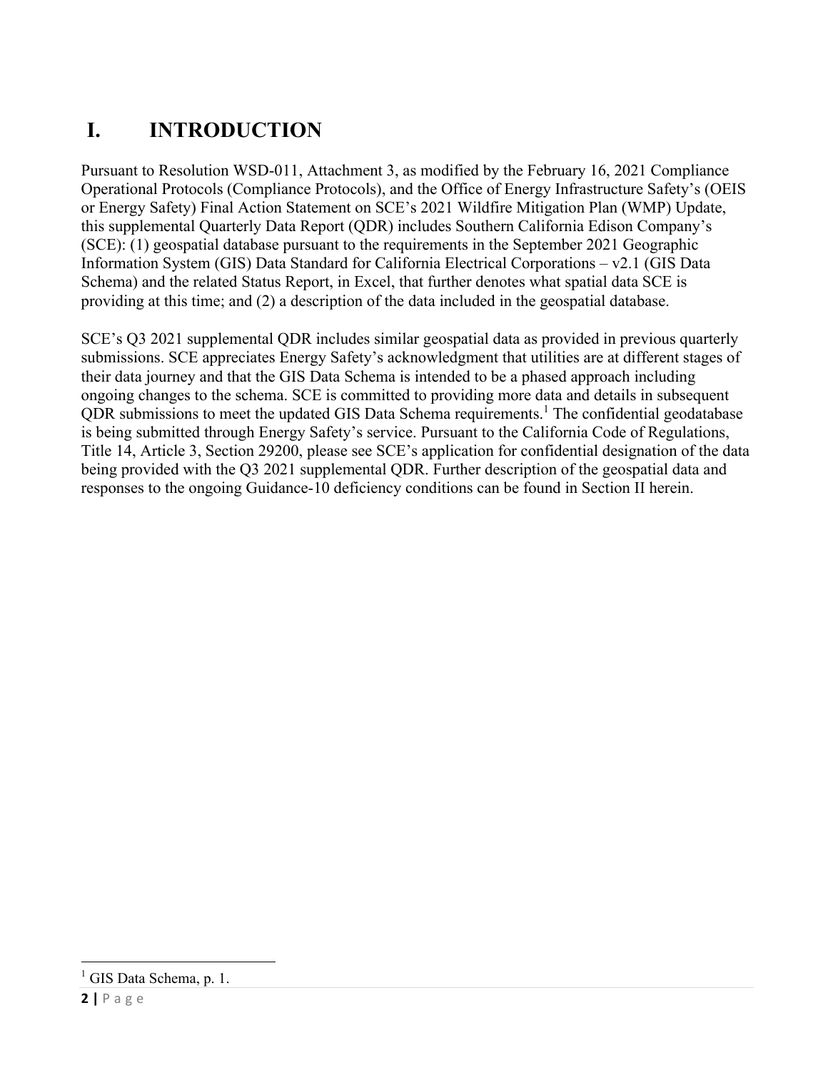# I. INTRODUCTION

Pursuant to Resolution WSD-011, Attachment 3, as modified by the February 16, 2021 Compliance Operational Protocols (Compliance Protocols), and the Office of Energy Infrastructure Safety's (OEIS or Energy Safety) Final Action Statement on SCE's 2021 Wildfire Mitigation Plan (WMP) Update, this supplemental Quarterly Data Report (QDR) includes Southern California Edison Company's (SCE): (1) geospatial database pursuant to the requirements in the September 2021 Geographic Information System (GIS) Data Standard for California Electrical Corporations – v2.1 (GIS Data Schema) and the related Status Report, in Excel, that further denotes what spatial data SCE is providing at this time; and (2) a description of the data included in the geospatial database.

SCE's Q3 2021 supplemental QDR includes similar geospatial data as provided in previous quarterly submissions. SCE appreciates Energy Safety's acknowledgment that utilities are at different stages of their data journey and that the GIS Data Schema is intended to be a phased approach including ongoing changes to the schema. SCE is committed to providing more data and details in subsequent QDR submissions to meet the updated GIS Data Schema requirements.[1] The confidential geodatabase is being submitted through Energy Safety's service. Pursuant to the California Code of Regulations, Title 14, Article 3, Section 29200, please see SCE's application for confidential designation of the data being provided with the Q3 2021 supplemental QDR. Further description of the geospatial data and responses to the ongoing Guidance-10 deficiency conditions can be found in Section II herein.

[1] GIS Data Schema, p. 1.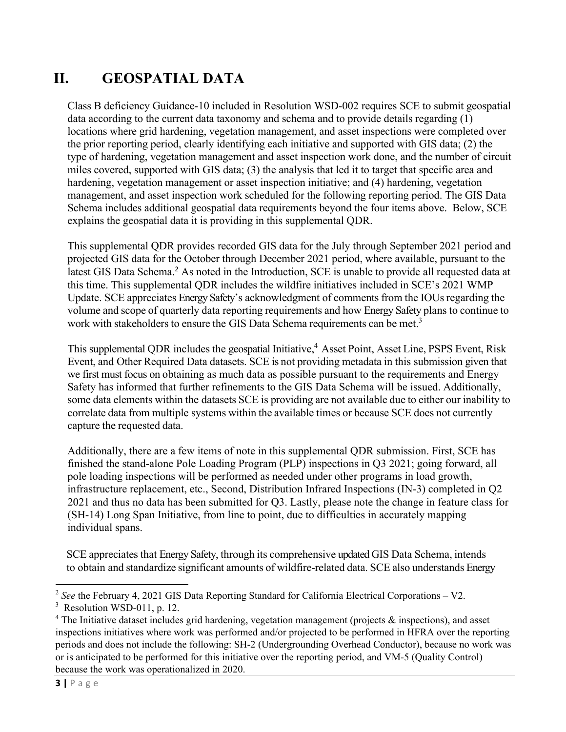# II. GEOSPATIAL DATA

Class B deficiency Guidance-10 included in Resolution WSD-002 requires SCE to submit geospatial data according to the current data taxonomy and schema and to provide details regarding (1) locations where grid hardening, vegetation management, and asset inspections were completed over the prior reporting period, clearly identifying each initiative and supported with GIS data; (2) the type of hardening, vegetation management and asset inspection work done, and the number of circuit miles covered, supported with GIS data; (3) the analysis that led it to target that specific area and hardening, vegetation management or asset inspection initiative; and (4) hardening, vegetation management, and asset inspection work scheduled for the following reporting period. The GIS Data Schema includes additional geospatial data requirements beyond the four items above. Below, SCE explains the geospatial data it is providing in this supplemental QDR.

This supplemental QDR provides recorded GIS data for the July through September 2021 period and projected GIS data for the October through December 2021 period, where available, pursuant to the latest GIS Data Schema.[2] As noted in the Introduction, SCE is unable to provide all requested data at this time. This supplemental QDR includes the wildfire initiatives included in SCE's 2021 WMP Update. SCE appreciates Energy Safety's acknowledgment of comments from the IOUs regarding the volume and scope of quarterly data reporting requirements and how Energy Safety plans to continue to work with stakeholders to ensure the GIS Data Schema requirements can be met.[3]

This supplemental QDR includes the geospatial Initiative,[4] Asset Point, Asset Line, PSPS Event, Risk Event, and Other Required Data datasets. SCE is not providing metadata in this submission given that we first must focus on obtaining as much data as possible pursuant to the requirements and Energy Safety has informed that further refinements to the GIS Data Schema will be issued. Additionally, some data elements within the datasets SCE is providing are not available due to either our inability to correlate data from multiple systems within the available times or because SCE does not currently capture the requested data.

Additionally, there are a few items of note in this supplemental QDR submission. First, SCE has finished the stand-alone Pole Loading Program (PLP) inspections in Q3 2021; going forward, all pole loading inspections will be performed as needed under other programs in load growth, infrastructure replacement, etc., Second, Distribution Infrared Inspections (IN-3) completed in Q2 2021 and thus no data has been submitted for Q3. Lastly, please note the change in feature class for (SH-14) Long Span Initiative, from line to point, due to difficulties in accurately mapping individual spans.

SCE appreciates that Energy Safety, through its comprehensive updated GIS Data Schema, intends to obtain and standardize significant amounts of wildfire-related data. SCE also understands Energy

---

[2] *See* the February 4, 2021 GIS Data Reporting Standard for California Electrical Corporations – V2.

[3] Resolution WSD-011, p. 12.

[4] The Initiative dataset includes grid hardening, vegetation management (projects & inspections), and asset inspections initiatives where work was performed and/or projected to be performed in HFRA over the reporting periods and does not include the following: SH-2 (Undergrounding Overhead Conductor), because no work was or is anticipated to be performed for this initiative over the reporting period, and VM-5 (Quality Control) because the work was operationalized in 2020.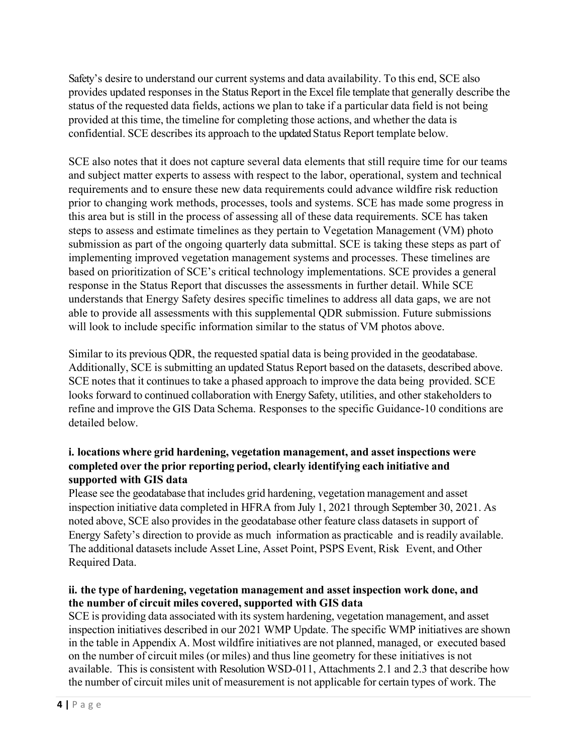Safety's desire to understand our current systems and data availability. To this end, SCE also provides updated responses in the Status Report in the Excel file template that generally describe the status of the requested data fields, actions we plan to take if a particular data field is not being provided at this time, the timeline for completing those actions, and whether the data is confidential. SCE describes its approach to the updated Status Report template below.

SCE also notes that it does not capture several data elements that still require time for our teams and subject matter experts to assess with respect to the labor, operational, system and technical requirements and to ensure these new data requirements could advance wildfire risk reduction prior to changing work methods, processes, tools and systems. SCE has made some progress in this area but is still in the process of assessing all of these data requirements. SCE has taken steps to assess and estimate timelines as they pertain to Vegetation Management (VM) photo submission as part of the ongoing quarterly data submittal. SCE is taking these steps as part of implementing improved vegetation management systems and processes. These timelines are based on prioritization of SCE's critical technology implementations. SCE provides a general response in the Status Report that discusses the assessments in further detail. While SCE understands that Energy Safety desires specific timelines to address all data gaps, we are not able to provide all assessments with this supplemental QDR submission. Future submissions will look to include specific information similar to the status of VM photos above.

Similar to its previous QDR, the requested spatial data is being provided in the geodatabase. Additionally, SCE is submitting an updated Status Report based on the datasets, described above. SCE notes that it continues to take a phased approach to improve the data being provided. SCE looks forward to continued collaboration with Energy Safety, utilities, and other stakeholders to refine and improve the GIS Data Schema. Responses to the specific Guidance-10 conditions are detailed below.

**i. locations where grid hardening, vegetation management, and asset inspections were completed over the prior reporting period, clearly identifying each initiative and supported with GIS data**

Please see the geodatabase that includes grid hardening, vegetation management and asset inspection initiative data completed in HFRA from July 1, 2021 through September 30, 2021. As noted above, SCE also provides in the geodatabase other feature class datasets in support of Energy Safety's direction to provide as much information as practicable and is readily available. The additional datasets include Asset Line, Asset Point, PSPS Event, Risk Event, and Other Required Data.

**ii. the type of hardening, vegetation management and asset inspection work done, and the number of circuit miles covered, supported with GIS data**

SCE is providing data associated with its system hardening, vegetation management, and asset inspection initiatives described in our 2021 WMP Update. The specific WMP initiatives are shown in the table in Appendix A. Most wildfire initiatives are not planned, managed, or executed based on the number of circuit miles (or miles) and thus line geometry for these initiatives is not available. This is consistent with Resolution WSD-011, Attachments 2.1 and 2.3 that describe how the number of circuit miles unit of measurement is not applicable for certain types of work. The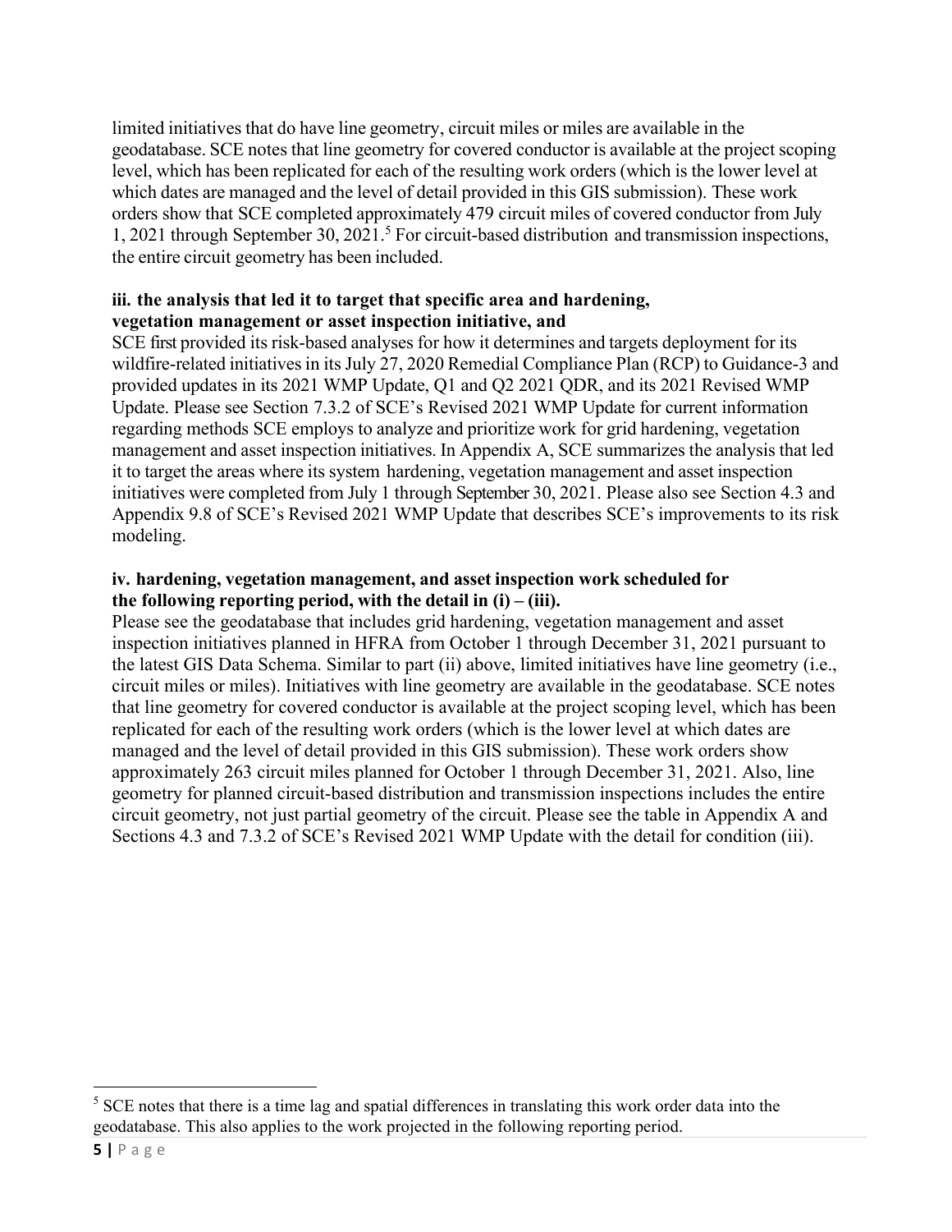limited initiatives that do have line geometry, circuit miles or miles are available in the geodatabase. SCE notes that line geometry for covered conductor is available at the project scoping level, which has been replicated for each of the resulting work orders (which is the lower level at which dates are managed and the level of detail provided in this GIS submission). These work orders show that SCE completed approximately 479 circuit miles of covered conductor from July 1, 2021 through September 30, 2021.[5] For circuit-based distribution and transmission inspections, the entire circuit geometry has been included.

**iii. the analysis that led it to target that specific area and hardening, vegetation management or asset inspection initiative, and**

SCE first provided its risk-based analyses for how it determines and targets deployment for its wildfire-related initiatives in its July 27, 2020 Remedial Compliance Plan (RCP) to Guidance-3 and provided updates in its 2021 WMP Update, Q1 and Q2 2021 QDR, and its 2021 Revised WMP Update. Please see Section 7.3.2 of SCE's Revised 2021 WMP Update for current information regarding methods SCE employs to analyze and prioritize work for grid hardening, vegetation management and asset inspection initiatives. In Appendix A, SCE summarizes the analysis that led it to target the areas where its system hardening, vegetation management and asset inspection initiatives were completed from July 1 through September 30, 2021. Please also see Section 4.3 and Appendix 9.8 of SCE's Revised 2021 WMP Update that describes SCE's improvements to its risk modeling.

**iv. hardening, vegetation management, and asset inspection work scheduled for the following reporting period, with the detail in (i) – (iii).**

Please see the geodatabase that includes grid hardening, vegetation management and asset inspection initiatives planned in HFRA from October 1 through December 31, 2021 pursuant to the latest GIS Data Schema. Similar to part (ii) above, limited initiatives have line geometry (i.e., circuit miles or miles). Initiatives with line geometry are available in the geodatabase. SCE notes that line geometry for covered conductor is available at the project scoping level, which has been replicated for each of the resulting work orders (which is the lower level at which dates are managed and the level of detail provided in this GIS submission). These work orders show approximately 263 circuit miles planned for October 1 through December 31, 2021. Also, line geometry for planned circuit-based distribution and transmission inspections includes the entire circuit geometry, not just partial geometry of the circuit. Please see the table in Appendix A and Sections 4.3 and 7.3.2 of SCE's Revised 2021 WMP Update with the detail for condition (iii).

[5] SCE notes that there is a time lag and spatial differences in translating this work order data into the geodatabase. This also applies to the work projected in the following reporting period.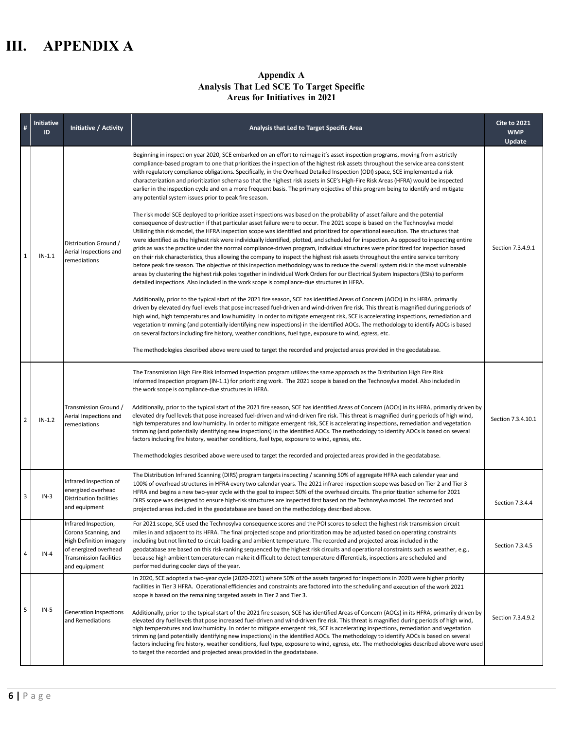# III. APPENDIX A

**Appendix A**
**Analysis That Led SCE To Target Specific Areas for Initiatives in 2021**

| # | Initiative ID | Initiative / Activity | Analysis that Led to Target Specific Area | Cite to 2021 WMP Update |
|---|---|---|---|---|
| 1 | IN-1.1 | Distribution Ground / Aerial Inspections and remediations | Beginning in inspection year 2020, SCE embarked on an effort to reimage it's asset inspection programs, moving from a strictly compliance-based program to one that prioritizes the inspection of the highest risk assets throughout the service area consistent with regulatory compliance obligations. Specifically, in the Overhead Detailed Inspection (ODI) space, SCE implemented a risk characterization and prioritization schema so that the highest risk assets in SCE's High-Fire Risk Areas (HFRA) would be inspected earlier in the inspection cycle and on a more frequent basis. The primary objective of this program being to identify and mitigate any potential system issues prior to peak fire season.<br><br>The risk model SCE deployed to prioritize asset inspections was based on the probability of asset failure and the potential consequence of destruction if that particular asset failure were to occur. The 2021 scope is based on the Technosylva model Utilizing this risk model, the HFRA inspection scope was identified and prioritized for operational execution. The structures that were identified as the highest risk were individually identified, plotted, and scheduled for inspection. As opposed to inspecting entire grids as was the practice under the normal compliance-driven program, individual structures were prioritized for inspection based on their risk characteristics, thus allowing the company to inspect the highest risk assets throughout the entire service territory before peak fire season. The objective of this inspection methodology was to reduce the overall system risk in the most vulnerable areas by clustering the highest risk poles together in individual Work Orders for our Electrical System Inspectors (ESIs) to perform detailed inspections. Also included in the work scope is compliance-due structures in HFRA.<br><br>Additionally, prior to the typical start of the 2021 fire season, SCE has identified Areas of Concern (AOCs) in its HFRA, primarily driven by elevated dry fuel levels that pose increased fuel-driven and wind-driven fire risk. This threat is magnified during periods of high wind, high temperatures and low humidity. In order to mitigate emergent risk, SCE is accelerating inspections, remediation and vegetation trimming (and potentially identifying new inspections) in the identified AOCs. The methodology to identify AOCs is based on several factors including fire history, weather conditions, fuel type, exposure to wind, egress, etc.<br><br>The methodologies described above were used to target the recorded and projected areas provided in the geodatabase. | Section 7.3.4.9.1 |
| 2 | IN-1.2 | Transmission Ground / Aerial Inspections and remediations | The Transmission High Fire Risk Informed Inspection program utilizes the same approach as the Distribution High Fire Risk Informed Inspection program (IN-1.1) for prioritizing work. The 2021 scope is based on the Technosylva model. Also included in the work scope is compliance-due structures in HFRA.<br><br>Additionally, prior to the typical start of the 2021 fire season, SCE has identified Areas of Concern (AOCs) in its HFRA, primarily driven by elevated dry fuel levels that pose increased fuel-driven and wind-driven fire risk. This threat is magnified during periods of high wind, high temperatures and low humidity. In order to mitigate emergent risk, SCE is accelerating inspections, remediation and vegetation trimming (and potentially identifying new inspections) in the identified AOCs. The methodology to identify AOCs is based on several factors including fire history, weather conditions, fuel type, exposure to wind, egress, etc.<br><br>The methodologies described above were used to target the recorded and projected areas provided in the geodatabase. | Section 7.3.4.10.1 |
| 3 | IN-3 | Infrared Inspection of energized overhead Distribution facilities and equipment | The Distribution Infrared Scanning (DIRS) program targets inspecting / scanning 50% of aggregate HFRA each calendar year and 100% of overhead structures in HFRA every two calendar years. The 2021 infrared inspection scope was based on Tier 2 and Tier 3 HFRA and begins a new two-year cycle with the goal to inspect 50% of the overhead circuits. The prioritization scheme for 2021 DIRS scope was designed to ensure high-risk structures are inspected first based on the Technosylva model. The recorded and projected areas included in the geodatabase are based on the methodology described above. | Section 7.3.4.4 |
| 4 | IN-4 | Infrared Inspection, Corona Scanning, and High Definition imagery of energized overhead Transmission facilities and equipment | For 2021 scope, SCE used the Technosylva consequence scores and the POI scores to select the highest risk transmission circuit miles in and adjacent to its HFRA. The final projected scope and prioritization may be adjusted based on operating constraints including but not limited to circuit loading and ambient temperature. The recorded and projected areas included in the geodatabase are based on this risk-ranking sequenced by the highest risk circuits and operational constraints such as weather, e.g., because high ambient temperature can make it difficult to detect temperature differentials, inspections are scheduled and performed during cooler days of the year. | Section 7.3.4.5 |
| 5 | IN-5 | Generation Inspections and Remediations | In 2020, SCE adopted a two-year cycle (2020-2021) where 50% of the assets targeted for inspections in 2020 were higher priority facilities in Tier 3 HFRA. Operational efficiencies and constraints are factored into the scheduling and execution of the work 2021 scope is based on the remaining targeted assets in Tier 2 and Tier 3.<br><br>Additionally, prior to the typical start of the 2021 fire season, SCE has identified Areas of Concern (AOCs) in its HFRA, primarily driven by elevated dry fuel levels that pose increased fuel-driven and wind-driven fire risk. This threat is magnified during periods of high wind, high temperatures and low humidity. In order to mitigate emergent risk, SCE is accelerating inspections, remediation and vegetation trimming (and potentially identifying new inspections) in the identified AOCs. The methodology to identify AOCs is based on several factors including fire history, weather conditions, fuel type, exposure to wind, egress, etc. The methodologies described above were used to target the recorded and projected areas provided in the geodatabase. | Section 7.3.4.9.2 |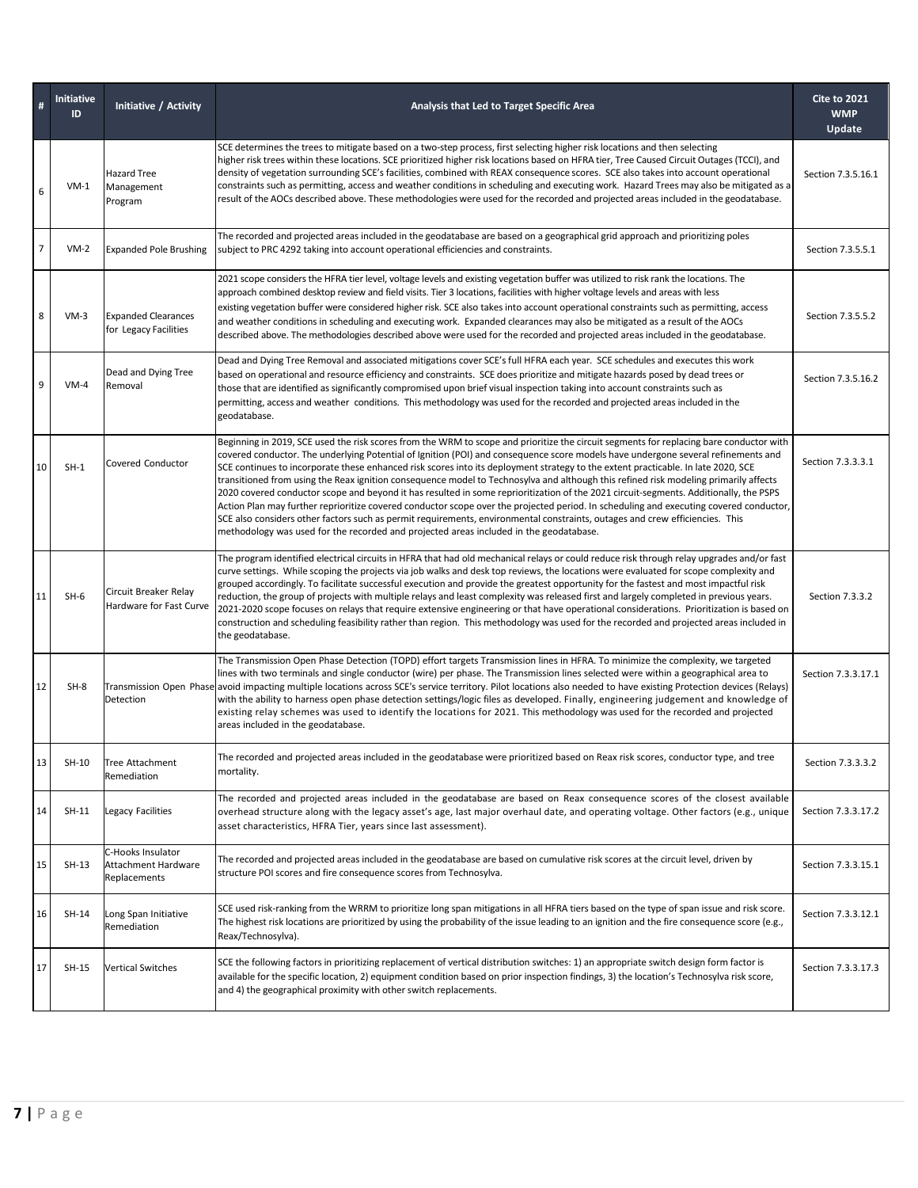| # | Initiative ID | Initiative / Activity | Analysis that Led to Target Specific Area | Cite to 2021 WMP Update |
|---|---|---|---|---|
| 6 | VM-1 | Hazard Tree Management Program | SCE determines the trees to mitigate based on a two-step process, first selecting higher risk locations and then selecting higher risk trees within these locations. SCE prioritized higher risk locations based on HFRA tier, Tree Caused Circuit Outages (TCCI), and density of vegetation surrounding SCE's facilities, combined with REAX consequence scores. SCE also takes into account operational constraints such as permitting, access and weather conditions in scheduling and executing work. Hazard Trees may also be mitigated as a result of the AOCs described above. These methodologies were used for the recorded and projected areas included in the geodatabase. | Section 7.3.5.16.1 |
| 7 | VM-2 | Expanded Pole Brushing | The recorded and projected areas included in the geodatabase are based on a geographical grid approach and prioritizing poles subject to PRC 4292 taking into account operational efficiencies and constraints. | Section 7.3.5.5.1 |
| 8 | VM-3 | Expanded Clearances for Legacy Facilities | 2021 scope considers the HFRA tier level, voltage levels and existing vegetation buffer was utilized to risk rank the locations. The approach combined desktop review and field visits. Tier 3 locations, facilities with higher voltage levels and areas with less existing vegetation buffer were considered higher risk. SCE also takes into account operational constraints such as permitting, access and weather conditions in scheduling and executing work. Expanded clearances may also be mitigated as a result of the AOCs described above. The methodologies described above were used for the recorded and projected areas included in the geodatabase. | Section 7.3.5.5.2 |
| 9 | VM-4 | Dead and Dying Tree Removal | Dead and Dying Tree Removal and associated mitigations cover SCE's full HFRA each year. SCE schedules and executes this work based on operational and resource efficiency and constraints. SCE does prioritize and mitigate hazards posed by dead trees or those that are identified as significantly compromised upon brief visual inspection taking into account constraints such as permitting, access and weather conditions. This methodology was used for the recorded and projected areas included in the geodatabase. | Section 7.3.5.16.2 |
| 10 | SH-1 | Covered Conductor | Beginning in 2019, SCE used the risk scores from the WRM to scope and prioritize the circuit segments for replacing bare conductor with covered conductor. The underlying Potential of Ignition (POI) and consequence score models have undergone several refinements and SCE continues to incorporate these enhanced risk scores into its deployment strategy to the extent practicable. In late 2020, SCE transitioned from using the Reax ignition consequence model to Technosylva and although this refined risk modeling primarily affects 2020 covered conductor scope and beyond it has resulted in some reprioritization of the 2021 circuit-segments. Additionally, the PSPS Action Plan may further reprioritize covered conductor scope over the projected period. In scheduling and executing covered conductor, SCE also considers other factors such as permit requirements, environmental constraints, outages and crew efficiencies. This methodology was used for the recorded and projected areas included in the geodatabase. | Section 7.3.3.3.1 |
| 11 | SH-6 | Circuit Breaker Relay Hardware for Fast Curve | The program identified electrical circuits in HFRA that had old mechanical relays or could reduce risk through relay upgrades and/or fast curve settings. While scoping the projects via job walks and desk top reviews, the locations were evaluated for scope complexity and grouped accordingly. To facilitate successful execution and provide the greatest opportunity for the fastest and most impactful risk reduction, the group of projects with multiple relays and least complexity was released first and largely completed in previous years. 2021-2020 scope focuses on relays that require extensive engineering or that have operational considerations. Prioritization is based on construction and scheduling feasibility rather than region. This methodology was used for the recorded and projected areas included in the geodatabase. | Section 7.3.3.2 |
| 12 | SH-8 | Transmission Open Phase Detection | The Transmission Open Phase Detection (TOPD) effort targets Transmission lines in HFRA. To minimize the complexity, we targeted lines with two terminals and single conductor (wire) per phase. The Transmission lines selected were within a geographical area to avoid impacting multiple locations across SCE's service territory. Pilot locations also needed to have existing Protection devices (Relays) with the ability to harness open phase detection settings/logic files as developed. Finally, engineering judgement and knowledge of existing relay schemes was used to identify the locations for 2021. This methodology was used for the recorded and projected areas included in the geodatabase. | Section 7.3.3.17.1 |
| 13 | SH-10 | Tree Attachment Remediation | The recorded and projected areas included in the geodatabase were prioritized based on Reax risk scores, conductor type, and tree mortality. | Section 7.3.3.3.2 |
| 14 | SH-11 | Legacy Facilities | The recorded and projected areas included in the geodatabase are based on Reax consequence scores of the closest available overhead structure along with the legacy asset's age, last major overhaul date, and operating voltage. Other factors (e.g., unique asset characteristics, HFRA Tier, years since last assessment). | Section 7.3.3.17.2 |
| 15 | SH-13 | C-Hooks Insulator Attachment Hardware Replacements | The recorded and projected areas included in the geodatabase are based on cumulative risk scores at the circuit level, driven by structure POI scores and fire consequence scores from Technosylva. | Section 7.3.3.15.1 |
| 16 | SH-14 | Long Span Initiative Remediation | SCE used risk-ranking from the WRRM to prioritize long span mitigations in all HFRA tiers based on the type of span issue and risk score. The highest risk locations are prioritized by using the probability of the issue leading to an ignition and the fire consequence score (e.g., Reax/Technosylva). | Section 7.3.3.12.1 |
| 17 | SH-15 | Vertical Switches | SCE the following factors in prioritizing replacement of vertical distribution switches: 1) an appropriate switch design form factor is available for the specific location, 2) equipment condition based on prior inspection findings, 3) the location's Technosylva risk score, and 4) the geographical proximity with other switch replacements. | Section 7.3.3.17.3 |